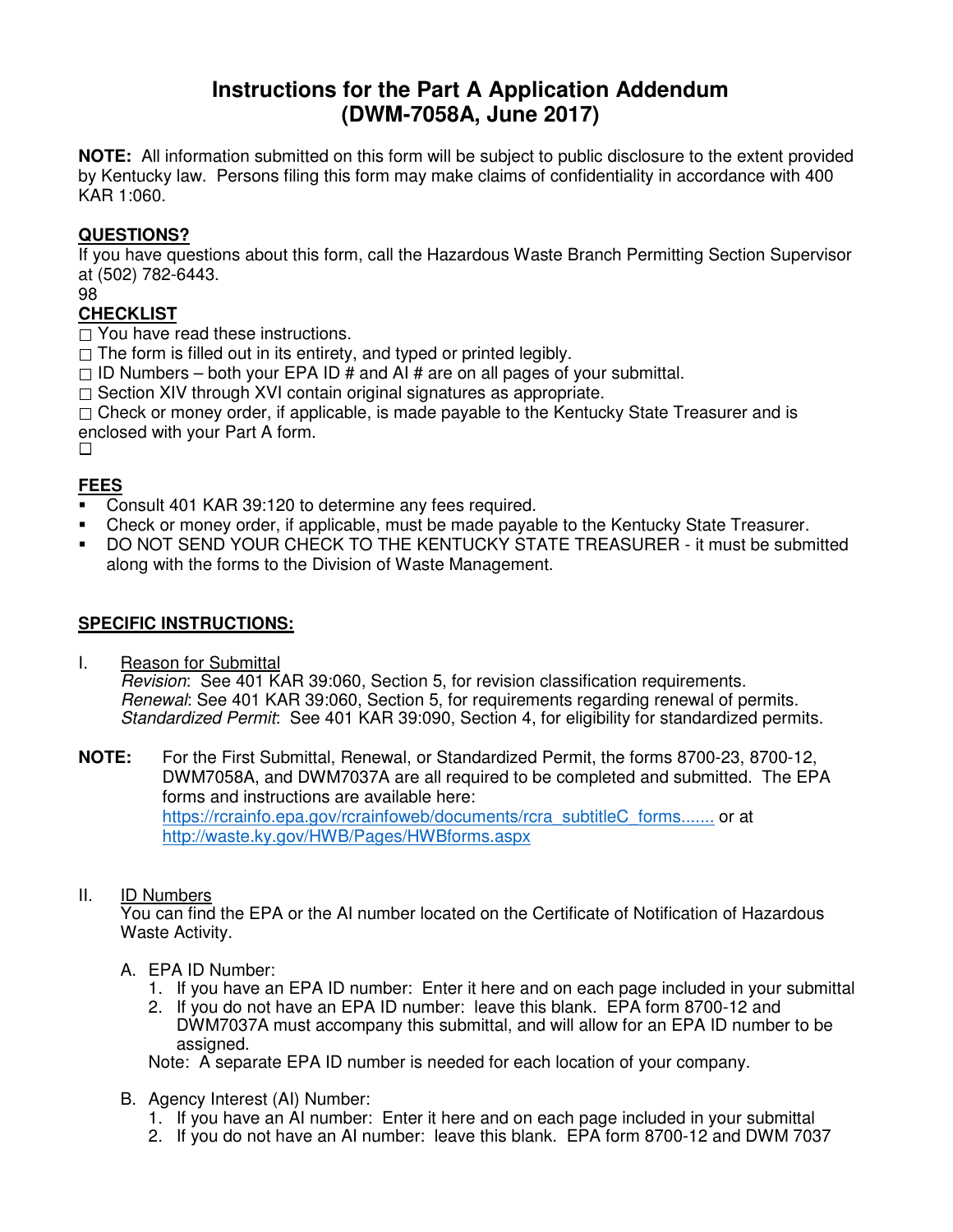# Instructions for the Part A Application Addendum (DWM-7058A, June 2017)

**NOTE:** All information submitted on this form will be subject to public disclosure to the extent provided by Kentucky law. Persons filing this form may make claims of confidentiality in accordance with 400 KAR 1:060.

**QUESTIONS?**
If you have questions about this form, call the Hazardous Waste Branch Permitting Section Supervisor at (502) 782-6443.
98

**CHECKLIST**

- ☐ You have read these instructions.
- ☐ The form is filled out in its entirety, and typed or printed legibly.
- ☐ ID Numbers – both your EPA ID # and AI # are on all pages of your submittal.
- ☐ Section XIV through XVI contain original signatures as appropriate.
- ☐ Check or money order, if applicable, is made payable to the Kentucky State Treasurer and is enclosed with your Part A form.
- ☐

**FEES**

- Consult 401 KAR 39:120 to determine any fees required.
- Check or money order, if applicable, must be made payable to the Kentucky State Treasurer.
- DO NOT SEND YOUR CHECK TO THE KENTUCKY STATE TREASURER - it must be submitted along with the forms to the Division of Waste Management.

**SPECIFIC INSTRUCTIONS:**

I. Reason for Submittal
*Revision*: See 401 KAR 39:060, Section 5, for revision classification requirements.
*Renewal*: See 401 KAR 39:060, Section 5, for requirements regarding renewal of permits.
*Standardized Permit*: See 401 KAR 39:090, Section 4, for eligibility for standardized permits.

**NOTE:** For the First Submittal, Renewal, or Standardized Permit, the forms 8700-23, 8700-12, DWM7058A, and DWM7037A are all required to be completed and submitted. The EPA forms and instructions are available here: https://rcrainfo.epa.gov/rcrainfoweb/documents/rcra_subtitleC_forms....... or at http://waste.ky.gov/HWB/Pages/HWBforms.aspx

II. ID Numbers
You can find the EPA or the AI number located on the Certificate of Notification of Hazardous Waste Activity.

A. EPA ID Number:
1. If you have an EPA ID number: Enter it here and on each page included in your submittal
2. If you do not have an EPA ID number: leave this blank. EPA form 8700-12 and DWM7037A must accompany this submittal, and will allow for an EPA ID number to be assigned.

Note: A separate EPA ID number is needed for each location of your company.

B. Agency Interest (AI) Number:
1. If you have an AI number: Enter it here and on each page included in your submittal
2. If you do not have an AI number: leave this blank. EPA form 8700-12 and DWM 7037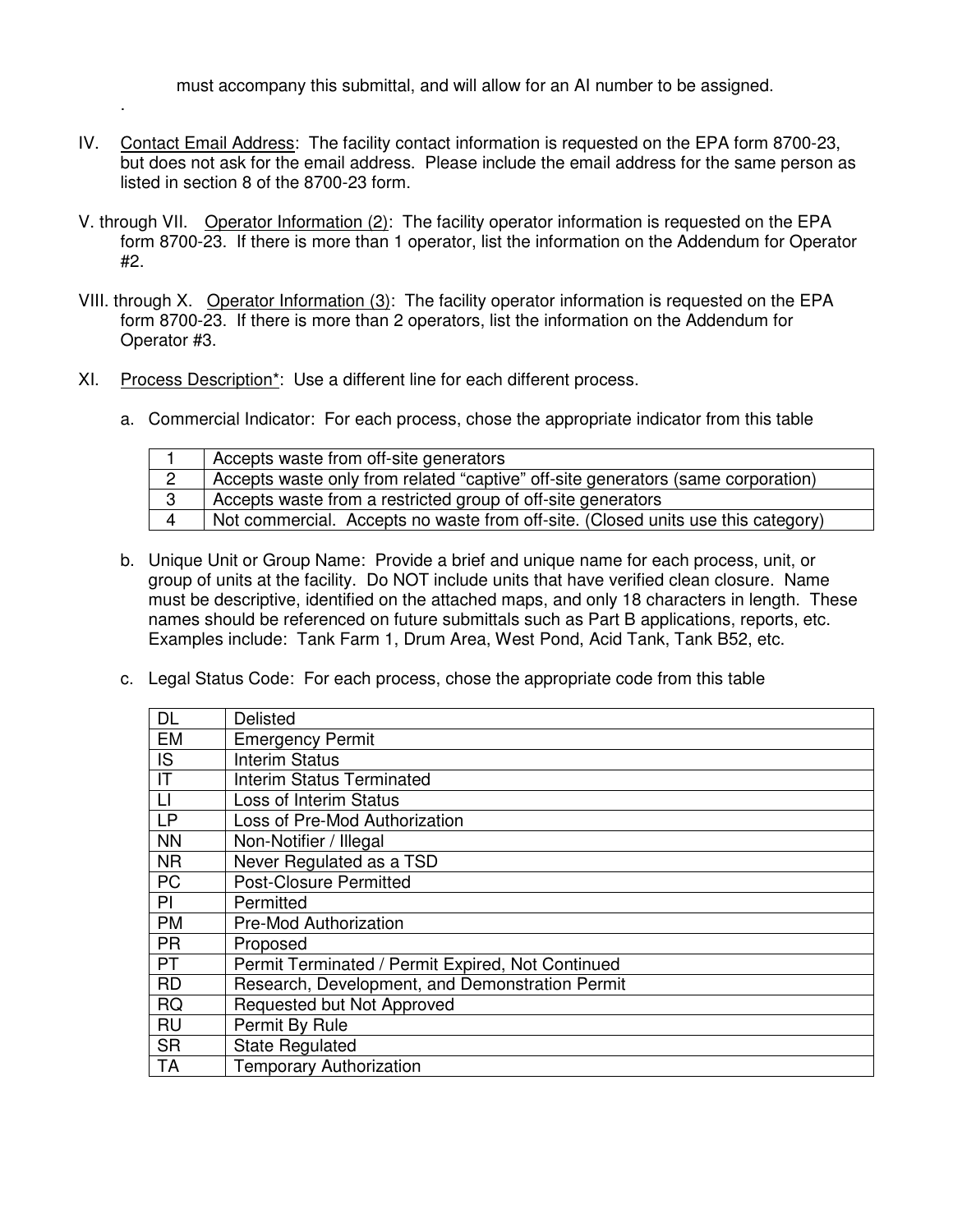must accompany this submittal, and will allow for an AI number to be assigned.

.

IV. Contact Email Address: The facility contact information is requested on the EPA form 8700-23, but does not ask for the email address. Please include the email address for the same person as listed in section 8 of the 8700-23 form.

V. through VII. Operator Information (2): The facility operator information is requested on the EPA form 8700-23. If there is more than 1 operator, list the information on the Addendum for Operator #2.

VIII. through X. Operator Information (3): The facility operator information is requested on the EPA form 8700-23. If there is more than 2 operators, list the information on the Addendum for Operator #3.

XI. Process Description*: Use a different line for each different process.

a. Commercial Indicator: For each process, chose the appropriate indicator from this table

| | |
|---|---|
| 1 | Accepts waste from off-site generators |
| 2 | Accepts waste only from related “captive” off-site generators (same corporation) |
| 3 | Accepts waste from a restricted group of off-site generators |
| 4 | Not commercial. Accepts no waste from off-site. (Closed units use this category) |

b. Unique Unit or Group Name: Provide a brief and unique name for each process, unit, or group of units at the facility. Do NOT include units that have verified clean closure. Name must be descriptive, identified on the attached maps, and only 18 characters in length. These names should be referenced on future submittals such as Part B applications, reports, etc. Examples include: Tank Farm 1, Drum Area, West Pond, Acid Tank, Tank B52, etc.

c. Legal Status Code: For each process, chose the appropriate code from this table

| | |
|---|---|
| DL | Delisted |
| EM | Emergency Permit |
| IS | Interim Status |
| IT | Interim Status Terminated |
| LI | Loss of Interim Status |
| LP | Loss of Pre-Mod Authorization |
| NN | Non-Notifier / Illegal |
| NR | Never Regulated as a TSD |
| PC | Post-Closure Permitted |
| PI | Permitted |
| PM | Pre-Mod Authorization |
| PR | Proposed |
| PT | Permit Terminated / Permit Expired, Not Continued |
| RD | Research, Development, and Demonstration Permit |
| RQ | Requested but Not Approved |
| RU | Permit By Rule |
| SR | State Regulated |
| TA | Temporary Authorization |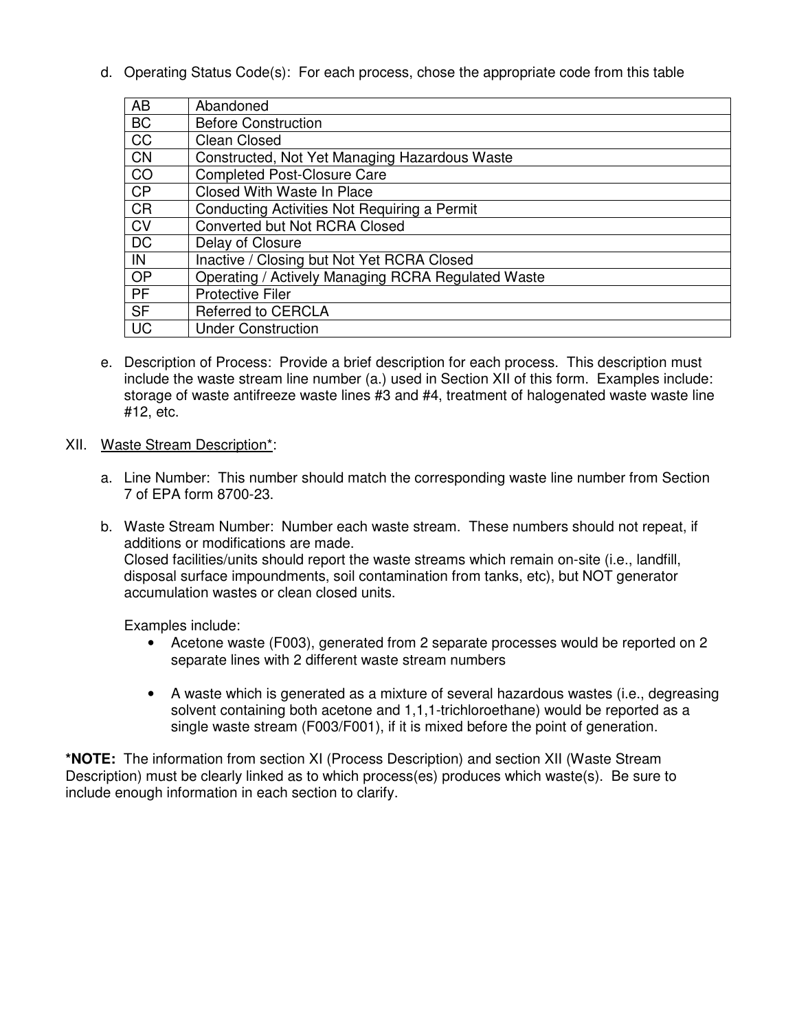d. Operating Status Code(s): For each process, chose the appropriate code from this table

| | |
|---|---|
| AB | Abandoned |
| BC | Before Construction |
| CC | Clean Closed |
| CN | Constructed, Not Yet Managing Hazardous Waste |
| CO | Completed Post-Closure Care |
| CP | Closed With Waste In Place |
| CR | Conducting Activities Not Requiring a Permit |
| CV | Converted but Not RCRA Closed |
| DC | Delay of Closure |
| IN | Inactive / Closing but Not Yet RCRA Closed |
| OP | Operating / Actively Managing RCRA Regulated Waste |
| PF | Protective Filer |
| SF | Referred to CERCLA |
| UC | Under Construction |

e. Description of Process: Provide a brief description for each process. This description must include the waste stream line number (a.) used in Section XII of this form. Examples include: storage of waste antifreeze waste lines #3 and #4, treatment of halogenated waste waste line #12, etc.

XII. Waste Stream Description*:

a. Line Number: This number should match the corresponding waste line number from Section 7 of EPA form 8700-23.

b. Waste Stream Number: Number each waste stream. These numbers should not repeat, if additions or modifications are made.
Closed facilities/units should report the waste streams which remain on-site (i.e., landfill, disposal surface impoundments, soil contamination from tanks, etc), but NOT generator accumulation wastes or clean closed units.

Examples include:

- Acetone waste (F003), generated from 2 separate processes would be reported on 2 separate lines with 2 different waste stream numbers

- A waste which is generated as a mixture of several hazardous wastes (i.e., degreasing solvent containing both acetone and 1,1,1-trichloroethane) would be reported as a single waste stream (F003/F001), if it is mixed before the point of generation.

**\*NOTE:** The information from section XI (Process Description) and section XII (Waste Stream Description) must be clearly linked as to which process(es) produces which waste(s). Be sure to include enough information in each section to clarify.